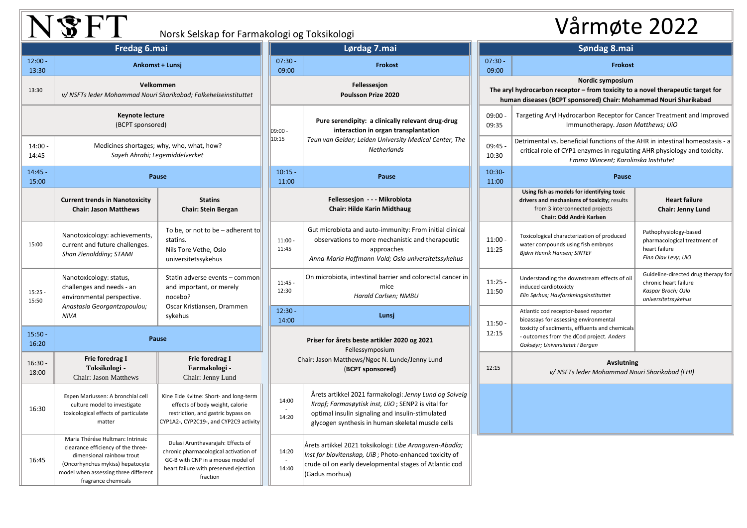# NSFT

Norsk Selskap for Farmakologi og Toksikologi

# Vårmøte 2022

## Fredag 6.mai

| Tid | | |
|---|---|---|
| 12:00 - 13:30 | **Ankomst + Lunsj** | |
| 13:30 | **Velkommen** *v/ NSFTs leder Mohammad Nouri Sharikabad; Folkehelseinstituttet* | |
| | **Keynote lecture** (BCPT sponsored) | |
| 14:00 - 14:45 | Medicines shortages; why, who, what, how? *Sayeh Ahrabi; Legemiddelverket* | |
| 14:45 - 15:00 | **Pause** | |
| | **Current trends in Nanotoxicity** **Chair: Jason Matthews** | **Statins** **Chair: Stein Bergan** |
| 15:00 | Nanotoxicology: achievements, current and future challenges. *Shan Zienoldding; STAMI* | To be, or not to be – adherent to statins. Nils Tore Vethe, Oslo universitetssykehus |
| 15:25 - 15:50 | Nanotoxicology: status, challenges and needs - an environmental perspective. *Anastasia Georgantzopoulou; NIVA* | Statin adverse events – common and important, or merely nocebo? Oscar Kristiansen, Drammen sykehus |
| 15:50 - 16:20 | **Pause** | |
| 16:30 - 18:00 | **Frie foredrag I** **Toksikologi -** Chair: Jason Matthews | **Frie foredrag I** **Farmakologi -** Chair: Jenny Lund |
| 16:30 | Espen Mariussen: A bronchial cell culture model to investigate toxicological effects of particulate matter | Kine Eide Kvitne: Short- and long-term effects of body weight, calorie restriction, and gastric bypass on CYP1A2-, CYP2C19-, and CYP2C9 activity |
| 16:45 | Maria Thérése Hultman: Intrinsic clearance efficiency of the three-dimensional rainbow trout (Oncorhynchus mykiss) hepatocyte model when assessing three different fragrance chemicals | Dulasi Arunthavarajah: Effects of chronic pharmacological activation of GC-B with CNP in a mouse model of heart failure with preserved ejection fraction |

## Lørdag 7.mai

| Tid | |
|---|---|
| 07:30 - 09:00 | **Frokost** |
| | **Fellessesjon** **Poulsson Prize 2020** |
| 09:00 - 10:15 | **Pure serendipity: a clinically relevant drug-drug interaction in organ transplantation** *Teun van Gelder; Leiden University Medical Center, The Netherlands* |
| 10:15 - 11:00 | **Pause** |
| | **Fellessesjon - - - Mikrobiota** **Chair: Hilde Karin Midthaug** |
| 11:00 - 11:45 | Gut microbiota and auto-immunity: From initial clinical observations to more mechanistic and therapeutic approaches *Anna-Maria Hoffmann-Vold; Oslo universitetssykehus* |
| 11:45 - 12:30 | On microbiota, intestinal barrier and colorectal cancer in mice *Harald Carlsen; NMBU* |
| 12:30 - 14:00 | **Lunsj** |
| | **Priser for årets beste artikler 2020 og 2021** Fellessymposium Chair: Jason Matthews/Ngoc N. Lunde/Jenny Lund **(BCPT sponsored)** |
| 14:00 - 14:20 | Årets artikkel 2021 farmakologi: *Jenny Lund og Solveig Krapf; Farmasøytisk inst, UiO* ; SENP2 is vital for optimal insulin signaling and insulin-stimulated glycogen synthesis in human skeletal muscle cells |
| 14:20 - 14:40 | Årets artikkel 2021 toksikologi: *Libe Aranguren-Abadía; Inst for biovitenskap, UiB* ; Photo-enhanced toxicity of crude oil on early developmental stages of Atlantic cod (Gadus morhua) |

## Søndag 8.mai

| Tid | | |
|---|---|---|
| 07:30 - 09:00 | **Frokost** | |
| | **Nordic symposium** **The aryl hydrocarbon receptor – from toxicity to a novel therapeutic target for human diseases (BCPT sponsored) Chair: Mohammad Nouri Sharikabad** | |
| 09:00 - 09:35 | Targeting Aryl Hydrocarbon Receptor for Cancer Treatment and Improved Immunotherapy. *Jason Matthews; UiO* | |
| 09:45 - 10:30 | Detrimental vs. beneficial functions of the AHR in intestinal homeostasis - a critical role of CYP1 enzymes in regulating AHR physiology and toxicity. *Emma Wincent; Karolinska Institutet* | |
| 10:30- 11:00 | **Pause** | |
| | **Using fish as models for identifying toxic drivers and mechanisms of toxicity;** results from 3 interconnected projects **Chair: Odd Andrè Karlsen** | **Heart failure** **Chair: Jenny Lund** |
| 11:00 - 11:25 | Toxicological characterization of produced water compounds using fish embryos *Bjørn Henrik Hansen; SINTEF* | Pathophysiology-based pharmacological treatment of heart failure *Finn Olav Levy; UiO* |
| 11:25 - 11:50 | Understanding the downstream effects of oil induced cardiotoxicity *Elin Sørhus; Havforskningsinstituttet* | Guideline-directed drug therapy for chronic heart failure *Kaspar Broch; Oslo universitetssykehus* |
| 11:50 - 12:15 | Atlantic cod receptor-based reporter bioassays for assessing environmental toxicity of sediments, effluents and chemicals - outcomes from the dCod project. *Anders Goksøyr; Universitetet i Bergen* | |
| 12:15 | **Avslutning** *v/ NSFTs leder Mohammad Nouri Sharikabad (FHI)* | |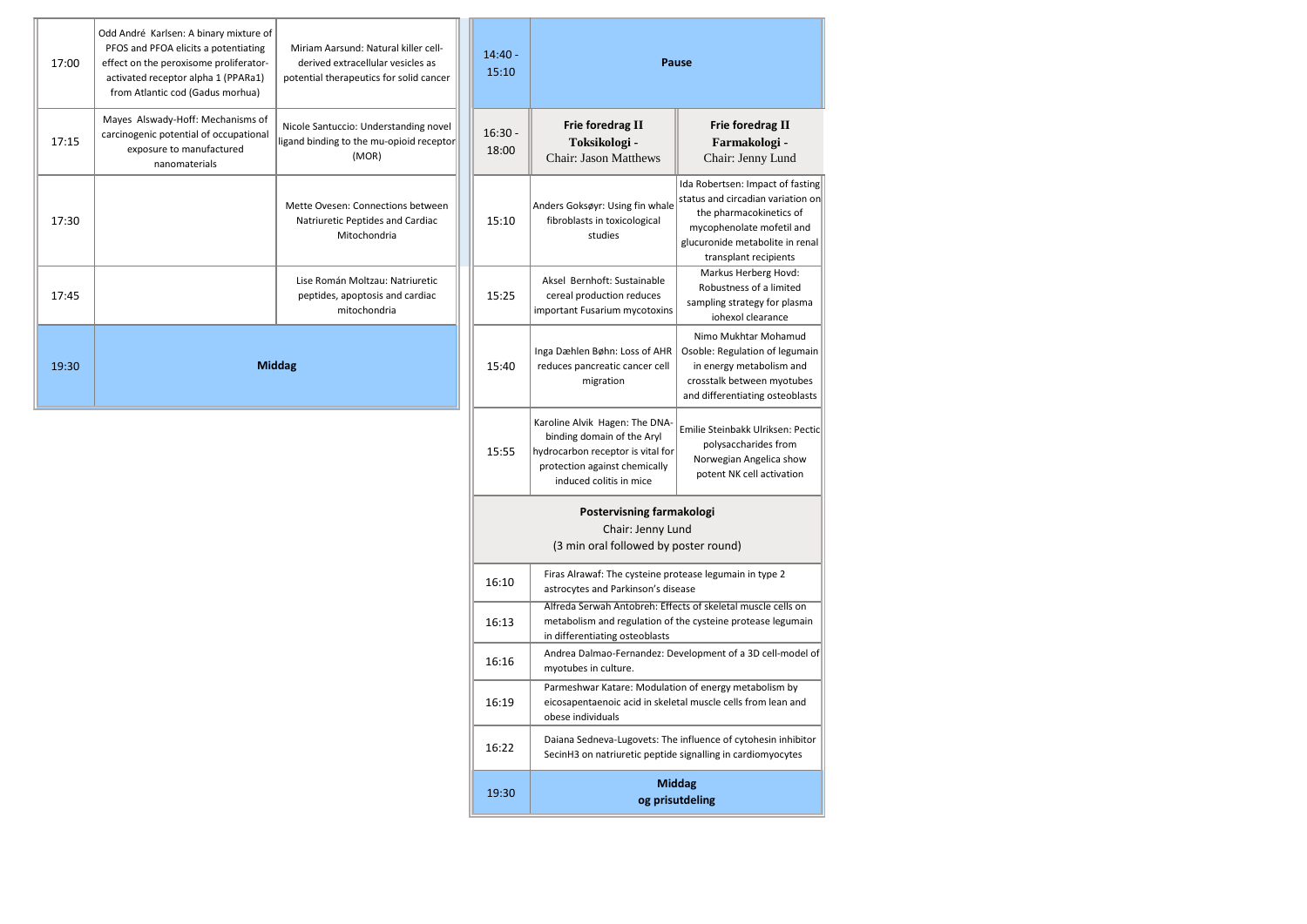| | | |
|---|---|---|
| 17:00 | Odd André Karlsen: A binary mixture of PFOS and PFOA elicits a potentiating effect on the peroxisome proliferator-activated receptor alpha 1 (PPARa1) from Atlantic cod (Gadus morhua) | Miriam Aarsund: Natural killer cell-derived extracellular vesicles as potential therapeutics for solid cancer |
| 17:15 | Mayes Alswady-Hoff: Mechanisms of carcinogenic potential of occupational exposure to manufactured nanomaterials | Nicole Santuccio: Understanding novel ligand binding to the mu-opioid receptor (MOR) |
| 17:30 | | Mette Ovesen: Connections between Natriuretic Peptides and Cardiac Mitochondria |
| 17:45 | | Lise Román Moltzau: Natriuretic peptides, apoptosis and cardiac mitochondria |
| 19:30 | **Middag** | |

| | | |
|---|---|---|
| 14:40 - 15:10 | **Pause** | |
| 16:30 - 18:00 | **Frie foredrag II Toksikologi -** Chair: Jason Matthews | **Frie foredrag II Farmakologi -** Chair: Jenny Lund |
| 15:10 | Anders Goksøyr: Using fin whale fibroblasts in toxicological studies | Ida Robertsen: Impact of fasting status and circadian variation on the pharmacokinetics of mycophenolate mofetil and glucuronide metabolite in renal transplant recipients |
| 15:25 | Aksel Bernhoft: Sustainable cereal production reduces important Fusarium mycotoxins | Markus Herberg Hovd: Robustness of a limited sampling strategy for plasma iohexol clearance |
| 15:40 | Inga Dæhlen Bøhn: Loss of AHR reduces pancreatic cancer cell migration | Nimo Mukhtar Mohamud Osoble: Regulation of legumain in energy metabolism and crosstalk between myotubes and differentiating osteoblasts |
| 15:55 | Karoline Alvik Hagen: The DNA-binding domain of the Aryl hydrocarbon receptor is vital for protection against chemically induced colitis in mice | Emilie Steinbakk Ulriksen: Pectic polysaccharides from Norwegian Angelica show potent NK cell activation |
| | **Postervisning farmakologi** Chair: Jenny Lund (3 min oral followed by poster round) | |
| 16:10 | Firas Alrawaf: The cysteine protease legumain in type 2 astrocytes and Parkinson's disease | |
| 16:13 | Alfreda Serwah Antobreh: Effects of skeletal muscle cells on metabolism and regulation of the cysteine protease legumain in differentiating osteoblasts | |
| 16:16 | Andrea Dalmao-Fernandez: Development of a 3D cell-model of myotubes in culture. | |
| 16:19 | Parmeshwar Katare: Modulation of energy metabolism by eicosapentaenoic acid in skeletal muscle cells from lean and obese individuals | |
| 16:22 | Daiana Sedneva-Lugovets: The influence of cytohesin inhibitor SecinH3 on natriuretic peptide signalling in cardiomyocytes | |
| 19:30 | **Middag og prisutdeling** | |